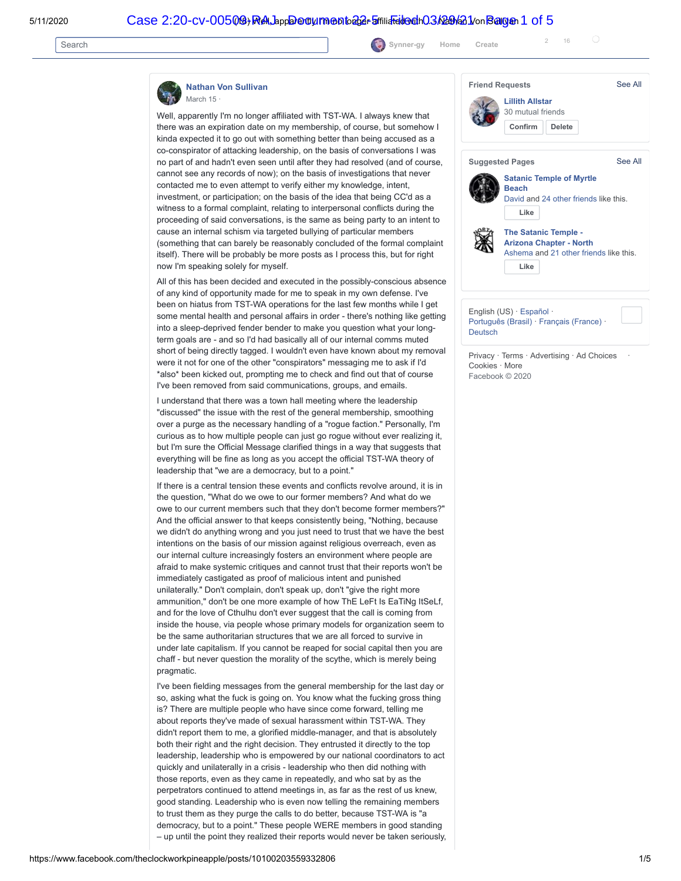**Nathan Von Sullivan**
March 15 ·

Well, apparently I'm no longer affiliated with TST-WA. I always knew that there was an expiration date on my membership, of course, but somehow I kinda expected it to go out with something better than being accused as a co-conspirator of attacking leadership, on the basis of conversations I was no part of and hadn't even seen until after they had resolved (and of course, cannot see any records of now); on the basis of investigations that never contacted me to even attempt to verify either my knowledge, intent, investment, or participation; on the basis of the idea that being CC'd as a witness to a formal complaint, relating to interpersonal conflicts during the proceeding of said conversations, is the same as being party to an intent to cause an internal schism via targeted bullying of particular members (something that can barely be reasonably concluded of the formal complaint itself). There will be probably be more posts as I process this, but for right now I'm speaking solely for myself.

All of this has been decided and executed in the possibly-conscious absence of any kind of opportunity made for me to speak in my own defense. I've been on hiatus from TST-WA operations for the last few months while I get some mental health and personal affairs in order - there's nothing like getting into a sleep-deprived fender bender to make you question what your long-term goals are - and so I'd had basically all of our internal comms muted short of being directly tagged. I wouldn't even have known about my removal were it not for one of the other "conspirators" messaging me to ask if I'd *also* been kicked out, prompting me to check and find out that of course I've been removed from said communications, groups, and emails.

I understand that there was a town hall meeting where the leadership "discussed" the issue with the rest of the general membership, smoothing over a purge as the necessary handling of a "rogue faction." Personally, I'm curious as to how multiple people can just go rogue without ever realizing it, but I'm sure the Official Message clarified things in a way that suggests that everything will be fine as long as you accept the official TST-WA theory of leadership that "we are a democracy, but to a point."

If there is a central tension these events and conflicts revolve around, it is in the question, "What do we owe to our former members? And what do we owe to our current members such that they don't become former members?" And the official answer to that keeps consistently being, "Nothing, because we didn't do anything wrong and you just need to trust that we have the best intentions on the basis of our mission against religious overreach, even as our internal culture increasingly fosters an environment where people are afraid to make systemic critiques and cannot trust that their reports won't be immediately castigated as proof of malicious intent and punished unilaterally." Don't complain, don't speak up, don't "give the right more ammunition," don't be one more example of how ThE LeFt Is EaTiNg ItSeLf, and for the love of Cthulhu don't ever suggest that the call is coming from inside the house, via people whose primary models for organization seem to be the same authoritarian structures that we are all forced to survive in under late capitalism. If you cannot be reaped for social capital then you are chaff - but never question the morality of the scythe, which is merely being pragmatic.

I've been fielding messages from the general membership for the last day or so, asking what the fuck is going on. You know what the fucking gross thing is? There are multiple people who have since come forward, telling me about reports they've made of sexual harassment within TST-WA. They didn't report them to me, a glorified middle-manager, and that is absolutely both their right and the right decision. They entrusted it directly to the top leadership, leadership who is empowered by our national coordinators to act quickly and unilaterally in a crisis - leadership who then did nothing with those reports, even as they came in repeatedly, and who sat by as the perpetrators continued to attend meetings in, as far as the rest of us knew, good standing. Leadership who is even now telling the remaining members to trust them as they purge the calls to do better, because TST-WA is "a democracy, but to a point." These people WERE members in good standing – up until the point they realized their reports would never be taken seriously,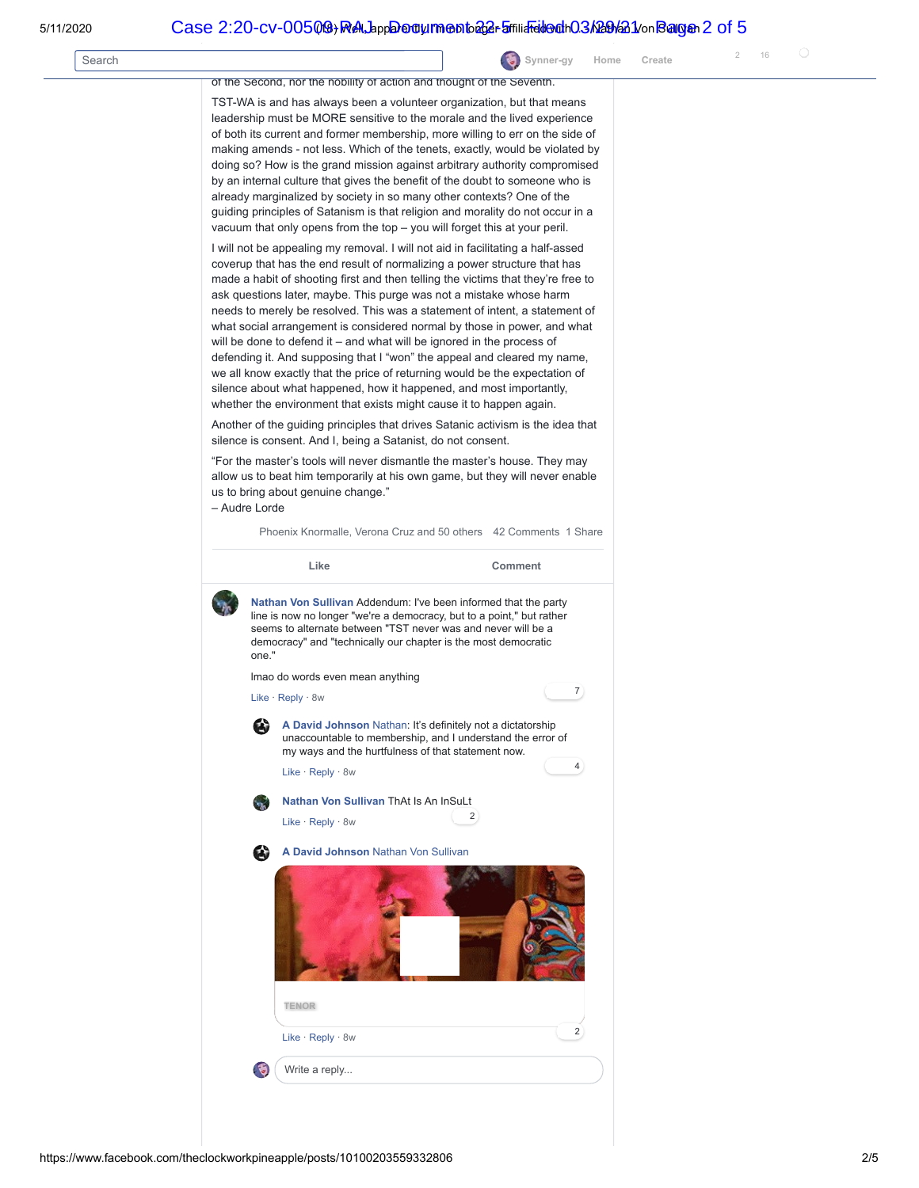of the Second, nor the nobility of action and thought of the Seventh.

TST-WA is and has always been a volunteer organization, but that means leadership must be MORE sensitive to the morale and the lived experience of both its current and former membership, more willing to err on the side of making amends - not less. Which of the tenets, exactly, would be violated by doing so? How is the grand mission against arbitrary authority compromised by an internal culture that gives the benefit of the doubt to someone who is already marginalized by society in so many other contexts? One of the guiding principles of Satanism is that religion and morality do not occur in a vacuum that only opens from the top – you will forget this at your peril.

I will not be appealing my removal. I will not aid in facilitating a half-assed coverup that has the end result of normalizing a power structure that has made a habit of shooting first and then telling the victims that they're free to ask questions later, maybe. This purge was not a mistake whose harm needs to merely be resolved. This was a statement of intent, a statement of what social arrangement is considered normal by those in power, and what will be done to defend it – and what will be ignored in the process of defending it. And supposing that I "won" the appeal and cleared my name, we all know exactly that the price of returning would be the expectation of silence about what happened, how it happened, and most importantly, whether the environment that exists might cause it to happen again.

Another of the guiding principles that drives Satanic activism is the idea that silence is consent. And I, being a Satanist, do not consent.

"For the master's tools will never dismantle the master's house. They may allow us to beat him temporarily at his own game, but they will never enable us to bring about genuine change."
– Audre Lorde

Phoenix Knormalle, Verona Cruz and 50 others 42 Comments 1 Share

Like Comment

**Nathan Von Sullivan** Addendum: I've been informed that the party line is now no longer "we're a democracy, but to a point," but rather seems to alternate between "TST never was and never will be a democracy" and "technically our chapter is the most democratic one."

lmao do words even mean anything

Like · Reply · 8w 7

**A David Johnson** Nathan: It's definitely not a dictatorship unaccountable to membership, and I understand the error of my ways and the hurtfulness of that statement now.

Like · Reply · 8w 4

**Nathan Von Sullivan** ThAt Is An InSuLt

Like · Reply · 8w 2

**A David Johnson** Nathan Von Sullivan

TENOR

Like · Reply · 8w 2

Write a reply...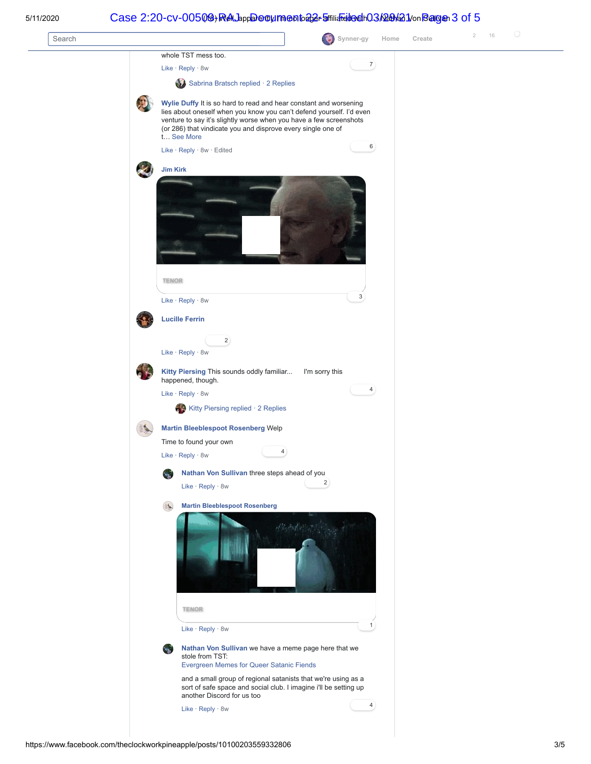whole TST mess too.

Like · Reply · 8w 7

Sabrina Bratsch replied · 2 Replies

**Wylie Duffy** It is so hard to read and hear constant and worsening lies about oneself when you know you can't defend yourself. I'd even venture to say it's slightly worse when you have a few screenshots (or 286) that vindicate you and disprove every single one of t… See More

Like · Reply · 8w · Edited 6

**Jim Kirk**

TENOR

Like · Reply · 8w 3

**Lucille Ferrin**

2

Like · Reply · 8w

**Kitty Piersing** This sounds oddly familiar... I'm sorry this happened, though.

Like · Reply · 8w 4

Kitty Piersing replied · 2 Replies

**Martin Bleeblespoot Rosenberg** Welp

Time to found your own

Like · Reply · 8w 4

**Nathan Von Sullivan** three steps ahead of you

Like · Reply · 8w 2

**Martin Bleeblespoot Rosenberg**

TENOR

Like · Reply · 8w 1

**Nathan Von Sullivan** we have a meme page here that we stole from TST:
Evergreen Memes for Queer Satanic Fiends

and a small group of regional satanists that we're using as a sort of safe space and social club. I imagine i'll be setting up another Discord for us too

Like · Reply · 8w 4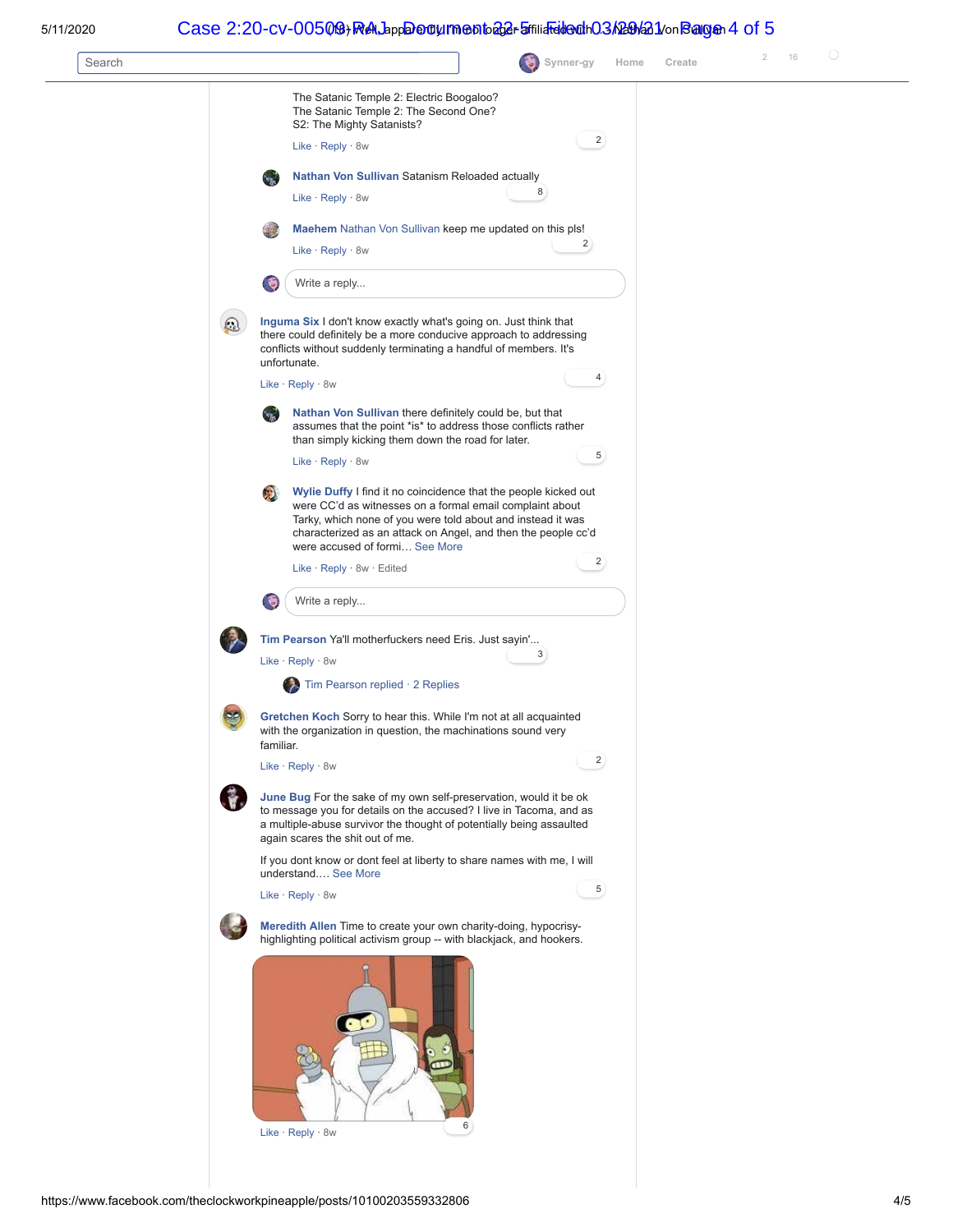The Satanic Temple 2: Electric Boogaloo?
The Satanic Temple 2: The Second One?
S2: The Mighty Satanists?

Like · Reply · 8w 2

**Nathan Von Sullivan** Satanism Reloaded actually

Like · Reply · 8w 8

**Maehem** Nathan Von Sullivan keep me updated on this pls!

Like · Reply · 8w 2

Write a reply...

**Inguma Six** I don't know exactly what's going on. Just think that there could definitely be a more conducive approach to addressing conflicts without suddenly terminating a handful of members. It's unfortunate.

Like · Reply · 8w 4

**Nathan Von Sullivan** there definitely could be, but that assumes that the point *is* to address those conflicts rather than simply kicking them down the road for later.

Like · Reply · 8w 5

**Wylie Duffy** I find it no coincidence that the people kicked out were CC'd as witnesses on a formal email complaint about Tarky, which none of you were told about and instead it was characterized as an attack on Angel, and then the people cc'd were accused of formi… See More

Like · Reply · 8w · Edited 2

Write a reply...

**Tim Pearson** Ya'll motherfuckers need Eris. Just sayin'...

Like · Reply · 8w 3

Tim Pearson replied · 2 Replies

**Gretchen Koch** Sorry to hear this. While I'm not at all acquainted with the organization in question, the machinations sound very familiar.

Like · Reply · 8w 2

**June Bug** For the sake of my own self-preservation, would it be ok to message you for details on the accused? I live in Tacoma, and as a multiple-abuse survivor the thought of potentially being assaulted again scares the shit out of me.

If you dont know or dont feel at liberty to share names with me, I will understand.… See More

Like · Reply · 8w 5

**Meredith Allen** Time to create your own charity-doing, hypocrisy-highlighting political activism group -- with blackjack, and hookers.

Like · Reply · 8w 6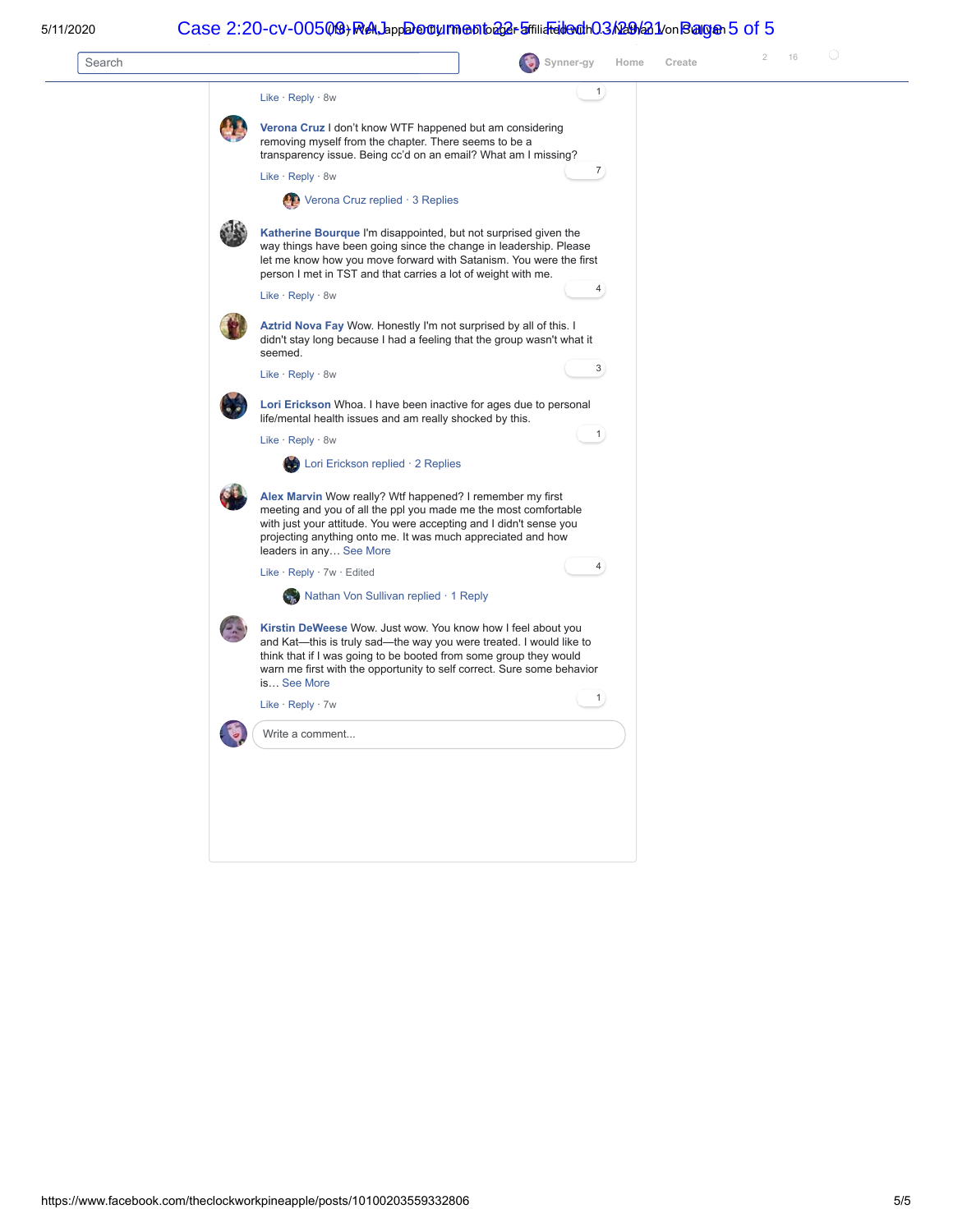Like · Reply · 8w

1

**Verona Cruz** I don't know WTF happened but am considering removing myself from the chapter. There seems to be a transparency issue. Being cc'd on an email? What am I missing?

Like · Reply · 8w

7

Verona Cruz replied · 3 Replies

**Katherine Bourque** I'm disappointed, but not surprised given the way things have been going since the change in leadership. Please let me know how you move forward with Satanism. You were the first person I met in TST and that carries a lot of weight with me.

Like · Reply · 8w

4

**Aztrid Nova Fay** Wow. Honestly I'm not surprised by all of this. I didn't stay long because I had a feeling that the group wasn't what it seemed.

Like · Reply · 8w

3

**Lori Erickson** Whoa. I have been inactive for ages due to personal life/mental health issues and am really shocked by this.

Like · Reply · 8w

1

Lori Erickson replied · 2 Replies

**Alex Marvin** Wow really? Wtf happened? I remember my first meeting and you of all the ppl you made me the most comfortable with just your attitude. You were accepting and I didn't sense you projecting anything onto me. It was much appreciated and how leaders in any… See More

Like · Reply · 7w · Edited

4

Nathan Von Sullivan replied · 1 Reply

**Kirstin DeWeese** Wow. Just wow. You know how I feel about you and Kat—this is truly sad—the way you were treated. I would like to think that if I was going to be booted from some group they would warn me first with the opportunity to self correct. Sure some behavior is… See More

Like · Reply · 7w

1

Write a comment...